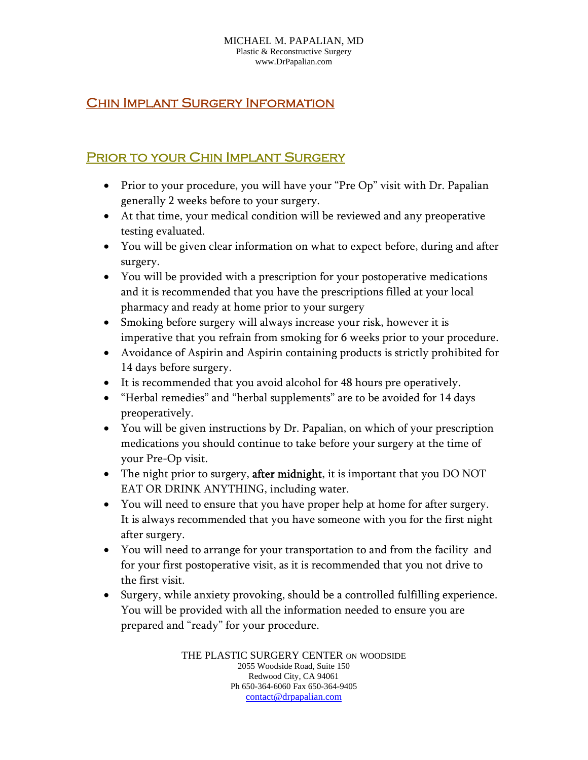MICHAEL M. PAPALIAN, MD
Plastic & Reconstructive Surgery
www.DrPapalian.com

# Chin Implant Surgery Information

## Prior to your Chin Implant Surgery

- Prior to your procedure, you will have your "Pre Op" visit with Dr. Papalian generally 2 weeks before to your surgery.
- At that time, your medical condition will be reviewed and any preoperative testing evaluated.
- You will be given clear information on what to expect before, during and after surgery.
- You will be provided with a prescription for your postoperative medications and it is recommended that you have the prescriptions filled at your local pharmacy and ready at home prior to your surgery
- Smoking before surgery will always increase your risk, however it is imperative that you refrain from smoking for 6 weeks prior to your procedure.
- Avoidance of Aspirin and Aspirin containing products is strictly prohibited for 14 days before surgery.
- It is recommended that you avoid alcohol for 48 hours pre operatively.
- "Herbal remedies" and "herbal supplements" are to be avoided for 14 days preoperatively.
- You will be given instructions by Dr. Papalian, on which of your prescription medications you should continue to take before your surgery at the time of your Pre-Op visit.
- The night prior to surgery, **after midnight**, it is important that you DO NOT EAT OR DRINK ANYTHING, including water.
- You will need to ensure that you have proper help at home for after surgery. It is always recommended that you have someone with you for the first night after surgery.
- You will need to arrange for your transportation to and from the facility and for your first postoperative visit, as it is recommended that you not drive to the first visit.
- Surgery, while anxiety provoking, should be a controlled fulfilling experience. You will be provided with all the information needed to ensure you are prepared and "ready" for your procedure.

THE PLASTIC SURGERY CENTER ON WOODSIDE
2055 Woodside Road, Suite 150
Redwood City, CA 94061
Ph 650-364-6060 Fax 650-364-9405
contact@drpapalian.com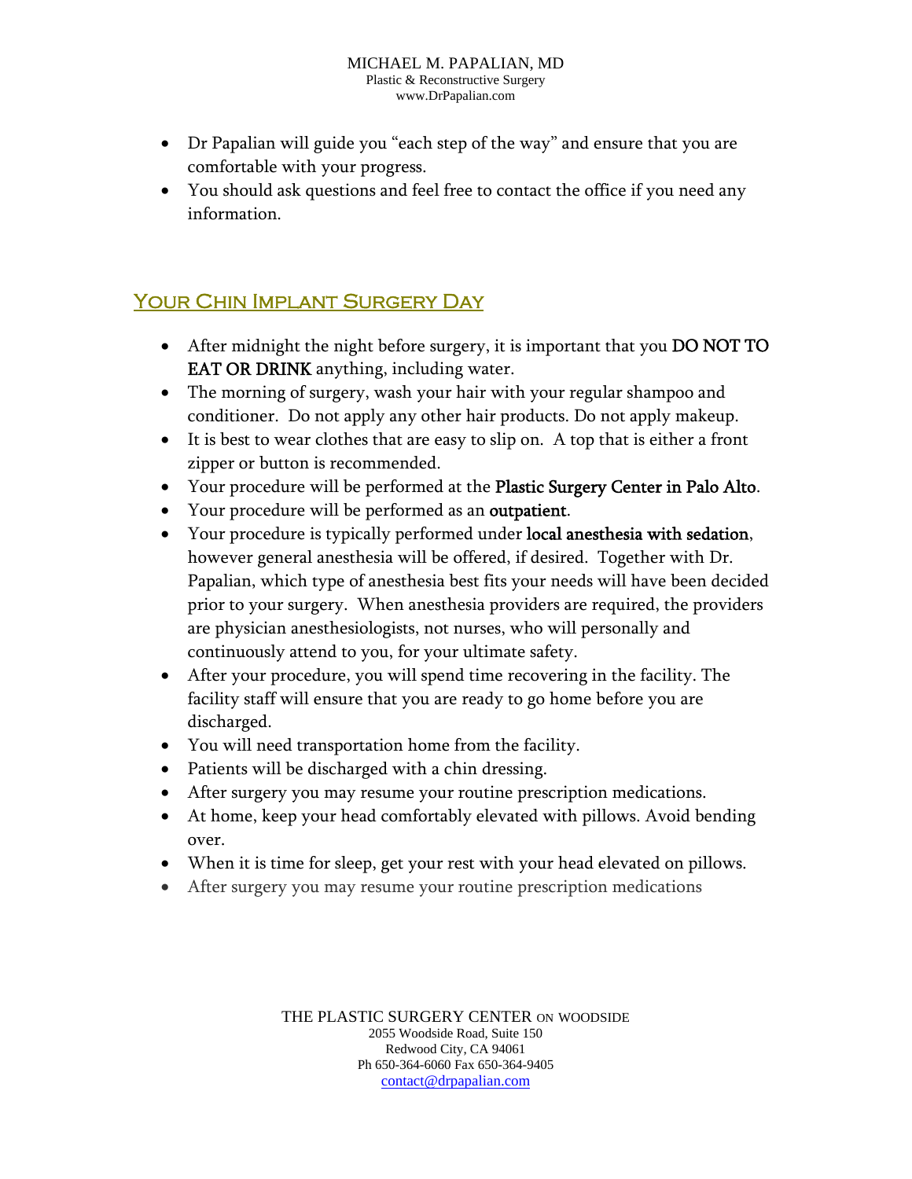- Dr Papalian will guide you "each step of the way" and ensure that you are comfortable with your progress.
- You should ask questions and feel free to contact the office if you need any information.

## Your Chin Implant Surgery Day

- After midnight the night before surgery, it is important that you **DO NOT TO EAT OR DRINK** anything, including water.
- The morning of surgery, wash your hair with your regular shampoo and conditioner. Do not apply any other hair products. Do not apply makeup.
- It is best to wear clothes that are easy to slip on. A top that is either a front zipper or button is recommended.
- Your procedure will be performed at the **Plastic Surgery Center in Palo Alto**.
- Your procedure will be performed as an **outpatient**.
- Your procedure is typically performed under **local anesthesia with sedation**, however general anesthesia will be offered, if desired. Together with Dr. Papalian, which type of anesthesia best fits your needs will have been decided prior to your surgery. When anesthesia providers are required, the providers are physician anesthesiologists, not nurses, who will personally and continuously attend to you, for your ultimate safety.
- After your procedure, you will spend time recovering in the facility. The facility staff will ensure that you are ready to go home before you are discharged.
- You will need transportation home from the facility.
- Patients will be discharged with a chin dressing.
- After surgery you may resume your routine prescription medications.
- At home, keep your head comfortably elevated with pillows. Avoid bending over.
- When it is time for sleep, get your rest with your head elevated on pillows.
- After surgery you may resume your routine prescription medications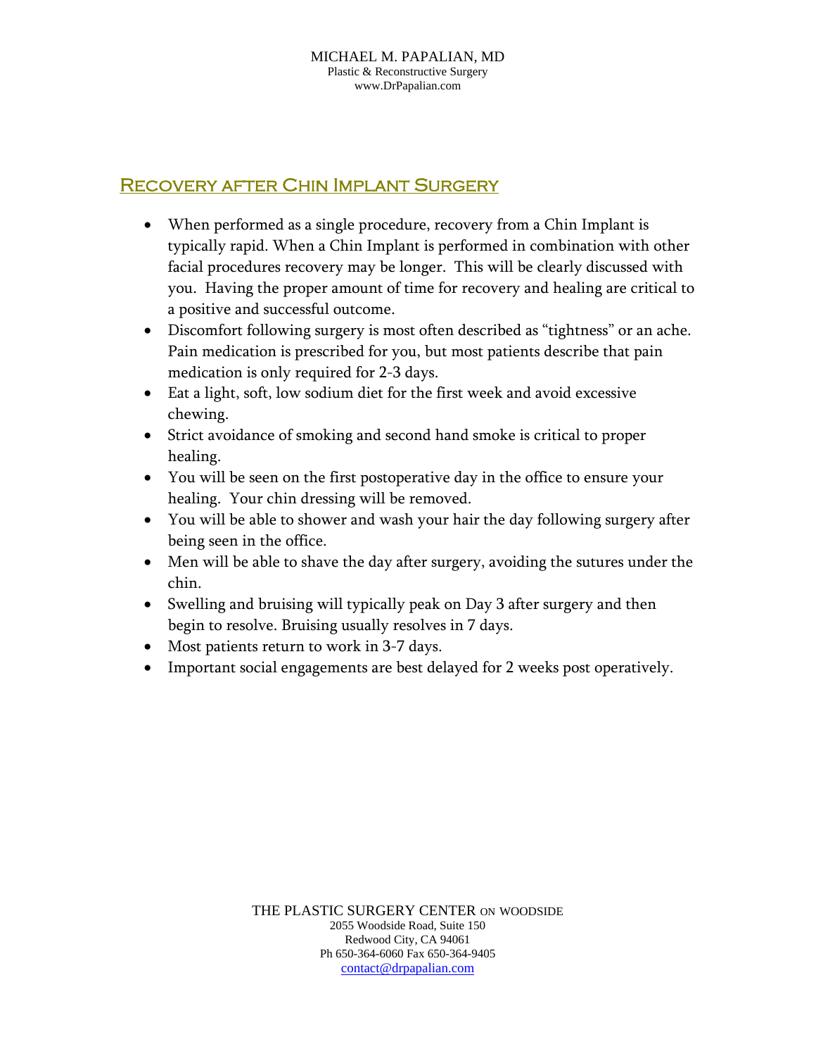MICHAEL M. PAPALIAN, MD
Plastic & Reconstructive Surgery
www.DrPapalian.com

## Recovery after Chin Implant Surgery

- When performed as a single procedure, recovery from a Chin Implant is typically rapid. When a Chin Implant is performed in combination with other facial procedures recovery may be longer. This will be clearly discussed with you. Having the proper amount of time for recovery and healing are critical to a positive and successful outcome.
- Discomfort following surgery is most often described as "tightness" or an ache. Pain medication is prescribed for you, but most patients describe that pain medication is only required for 2-3 days.
- Eat a light, soft, low sodium diet for the first week and avoid excessive chewing.
- Strict avoidance of smoking and second hand smoke is critical to proper healing.
- You will be seen on the first postoperative day in the office to ensure your healing. Your chin dressing will be removed.
- You will be able to shower and wash your hair the day following surgery after being seen in the office.
- Men will be able to shave the day after surgery, avoiding the sutures under the chin.
- Swelling and bruising will typically peak on Day 3 after surgery and then begin to resolve. Bruising usually resolves in 7 days.
- Most patients return to work in 3-7 days.
- Important social engagements are best delayed for 2 weeks post operatively.

THE PLASTIC SURGERY CENTER ON WOODSIDE
2055 Woodside Road, Suite 150
Redwood City, CA 94061
Ph 650-364-6060 Fax 650-364-9405
contact@drpapalian.com